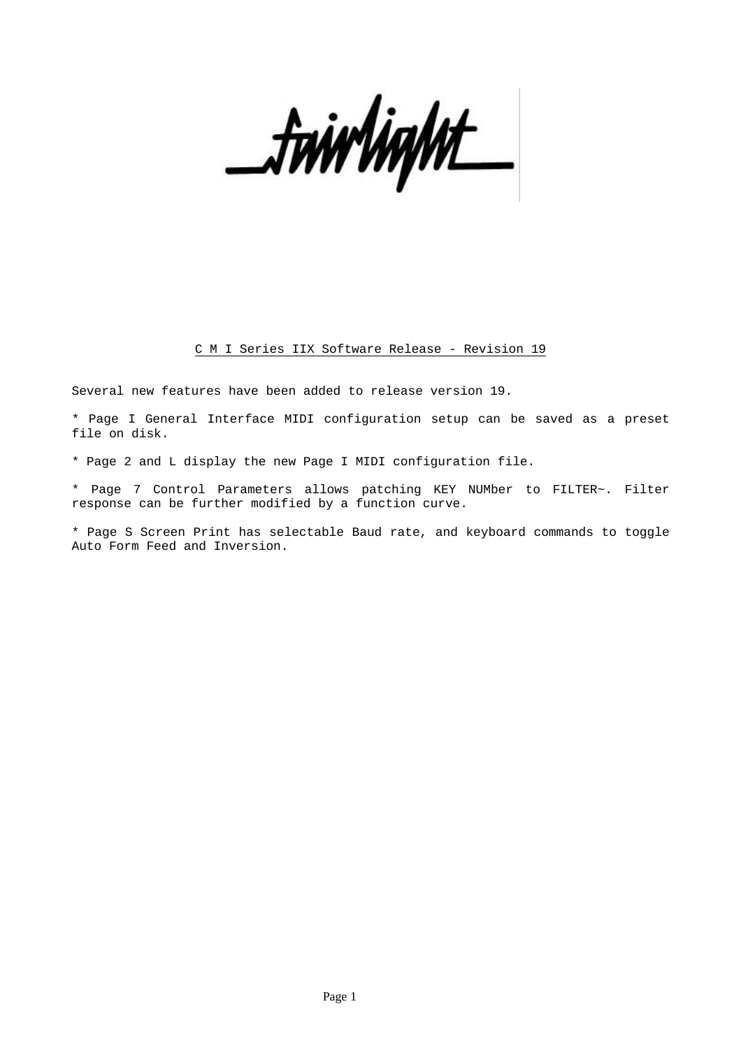fairlight

## C M I Series IIX Software Release - Revision 19

Several new features have been added to release version 19.

* Page I General Interface MIDI configuration setup can be saved as a preset file on disk.

* Page 2 and L display the new Page I MIDI configuration file.

* Page 7 Control Parameters allows patching KEY NUMber to FILTER~. Filter response can be further modified by a function curve.

* Page S Screen Print has selectable Baud rate, and keyboard commands to toggle Auto Form Feed and Inversion.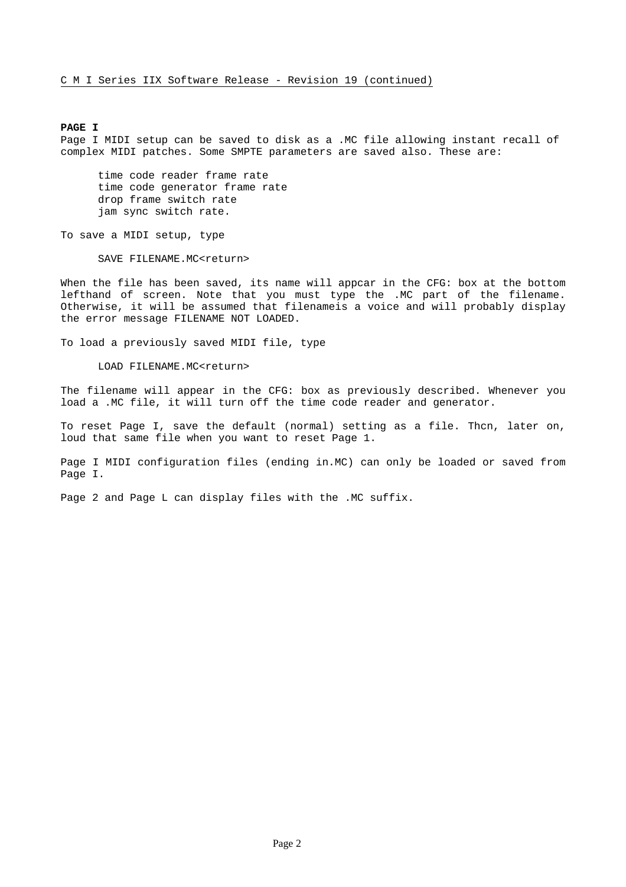C M I Series IIX Software Release - Revision 19 (continued)

**PAGE I**

Page I MIDI setup can be saved to disk as a .MC file allowing instant recall of complex MIDI patches. Some SMPTE parameters are saved also. These are:

- time code reader frame rate
- time code generator frame rate
- drop frame switch rate
- jam sync switch rate.

To save a MIDI setup, type

```
SAVE FILENAME.MC<return>
```

When the file has been saved, its name will appcar in the CFG: box at the bottom lefthand of screen. Note that you must type the .MC part of the filename. Otherwise, it will be assumed that filenameis a voice and will probably display the error message FILENAME NOT LOADED.

To load a previously saved MIDI file, type

```
LOAD FILENAME.MC<return>
```

The filename will appear in the CFG: box as previously described. Whenever you load a .MC file, it will turn off the time code reader and generator.

To reset Page I, save the default (normal) setting as a file. Thcn, later on, loud that same file when you want to reset Page 1.

Page I MIDI configuration files (ending in.MC) can only be loaded or saved from Page I.

Page 2 and Page L can display files with the .MC suffix.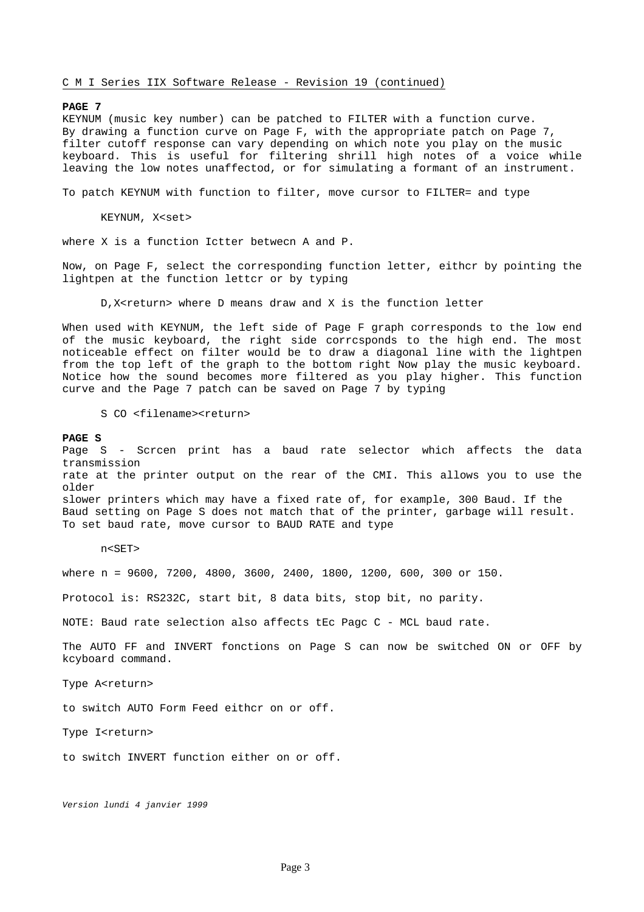C M I Series IIX Software Release - Revision 19 (continued)

**PAGE 7**

KEYNUM (music key number) can be patched to FILTER with a function curve. By drawing a function curve on Page F, with the appropriate patch on Page 7, filter cutoff response can vary depending on which note you play on the music keyboard. This is useful for filtering shrill high notes of a voice while leaving the low notes unaffectod, or for simulating a formant of an instrument.

To patch KEYNUM with function to filter, move cursor to FILTER= and type

KEYNUM, X<set>

where X is a function Ictter betwecn A and P.

Now, on Page F, select the corresponding function letter, eithcr by pointing the lightpen at the function lettcr or by typing

D,X<return> where D means draw and X is the function letter

When used with KEYNUM, the left side of Page F graph corresponds to the low end of the music keyboard, the right side corrcsponds to the high end. The most noticeable effect on filter would be to draw a diagonal line with the lightpen from the top left of the graph to the bottom right Now play the music keyboard. Notice how the sound becomes more filtered as you play higher. This function curve and the Page 7 patch can be saved on Page 7 by typing

S CO <filename><return>

**PAGE S**

Page S - Scrcen print has a baud rate selector which affects the data transmission
rate at the printer output on the rear of the CMI. This allows you to use the older
slower printers which may have a fixed rate of, for example, 300 Baud. If the Baud setting on Page S does not match that of the printer, garbage will result. To set baud rate, move cursor to BAUD RATE and type

n<SET>

where n = 9600, 7200, 4800, 3600, 2400, 1800, 1200, 600, 300 or 150.

Protocol is: RS232C, start bit, 8 data bits, stop bit, no parity.

NOTE: Baud rate selection also affects tEc Pagc C - MCL baud rate.

The AUTO FF and INVERT fonctions on Page S can now be switched ON or OFF by kcyboard command.

Type A<return>

to switch AUTO Form Feed eithcr on or off.

Type I<return>

to switch INVERT function either on or off.

*Version lundi 4 janvier 1999*